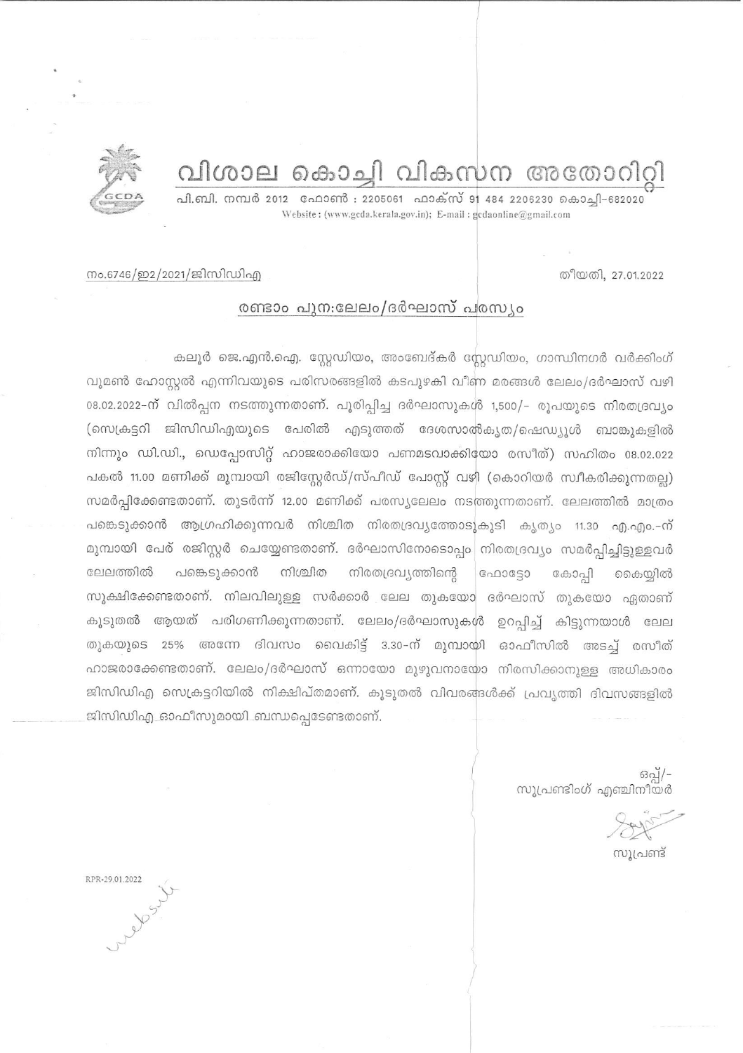# വിശാല കൊച്ചി വികസന അതോറിറ്റി

പി.ബി. നമ്പർ 2012 ഫോൺ : 2205061 ഫാക്സ് 91 484 2206230 കൊച്ചി-682020
Website : (www.gcda.kerala.gov.in); E-mail : gcdaonline@gmail.com

നം.6746/ഇ2/2021/ജിസിഡിഎ

തീയതി, 27.01.2022

## രണ്ടാം പുന:ലേലം/ദർഘാസ് പരസ്യം

കലൂർ ജെ.എൻ.ഐ. സ്റ്റേഡിയം, അംബേദ്കർ സ്റ്റേഡിയം, ഗാന്ധിനഗർ വർക്കിംഗ് വുമൺ ഹോസ്റ്റൽ എന്നിവയുടെ പരിസരങ്ങളിൽ കടപുഴകി വീണ മരങ്ങൾ ലേലം/ദർഘാസ് വഴി 08.02.2022-ന് വിൽപ്പന നടത്തുന്നതാണ്. പൂരിപ്പിച്ച ദർഘാസുകൾ 1,500/- രൂപയുടെ നിരതദ്രവ്യം (സെക്രട്ടറി ജിസിഡിഎയുടെ പേരിൽ എടുത്തത് ദേശസാൽകൃത/ഷെഡ്യൂൾ ബാങ്കുകളിൽ നിന്നും ഡി.ഡി., ഡെപ്പോസിറ്റ് ഹാജരാക്കിയോ പണമടവാക്കിയോ രസീത്) സഹിതം 08.02.022 പകൽ 11.00 മണിക്ക് മുമ്പായി രജിസ്റ്റേർഡ്/സ്പീഡ് പോസ്റ്റ് വഴി (കൊറിയർ സ്വീകരിക്കുന്നതല്ല) സമർപ്പിക്കേണ്ടതാണ്. തുടർന്ന് 12.00 മണിക്ക് പരസ്യലേലം നടത്തുന്നതാണ്. ലേലത്തിൽ മാത്രം പങ്കെടുക്കാൻ ആഗ്രഹിക്കുന്നവർ നിശ്ചിത നിരതദ്രവ്യത്തോടുകൂടി കൃത്യം 11.30 എ.എം.-ന് മുമ്പായി പേര് രജിസ്റ്റർ ചെയ്യേണ്ടതാണ്. ദർഘാസിനോടൊപ്പം നിരതദ്രവ്യം സമർപ്പിച്ചിട്ടുള്ളവർ ലേലത്തിൽ പങ്കെടുക്കാൻ നിശ്ചിത നിരതദ്രവ്യത്തിന്റെ ഫോട്ടോ കോപ്പി കൈയ്യിൽ സൂക്ഷിക്കേണ്ടതാണ്. നിലവിലുള്ള സർക്കാർ ലേല തുകയോ ദർഘാസ് തുകയോ ഏതാണ് കൂടുതൽ ആയത് പരിഗണിക്കുന്നതാണ്. ലേലം/ദർഘാസുകൾ ഉറപ്പിച്ച് കിട്ടുന്നയാൾ ലേല തുകയുടെ 25% അന്നേ ദിവസം വൈകിട്ട് 3.30-ന് മുമ്പായി ഓഫീസിൽ അടച്ച് രസീത് ഹാജരാക്കേണ്ടതാണ്. ലേലം/ദർഘാസ് ഒന്നായോ മുഴുവനായോ നിരസിക്കാനുള്ള അധികാരം ജിസിഡിഎ സെക്രട്ടറിയിൽ നിക്ഷിപ്തമാണ്. കൂടുതൽ വിവരങ്ങൾക്ക് പ്രവൃത്തി ദിവസങ്ങളിൽ ജിസിഡിഎ ഓഫീസുമായി ബന്ധപ്പെടേണ്ടതാണ്.

ഒപ്പ്/-
സൂപ്രണ്ടിംഗ് എഞ്ചിനീയർ

സൂപ്രണ്ട്

RPR-29.01.2022

website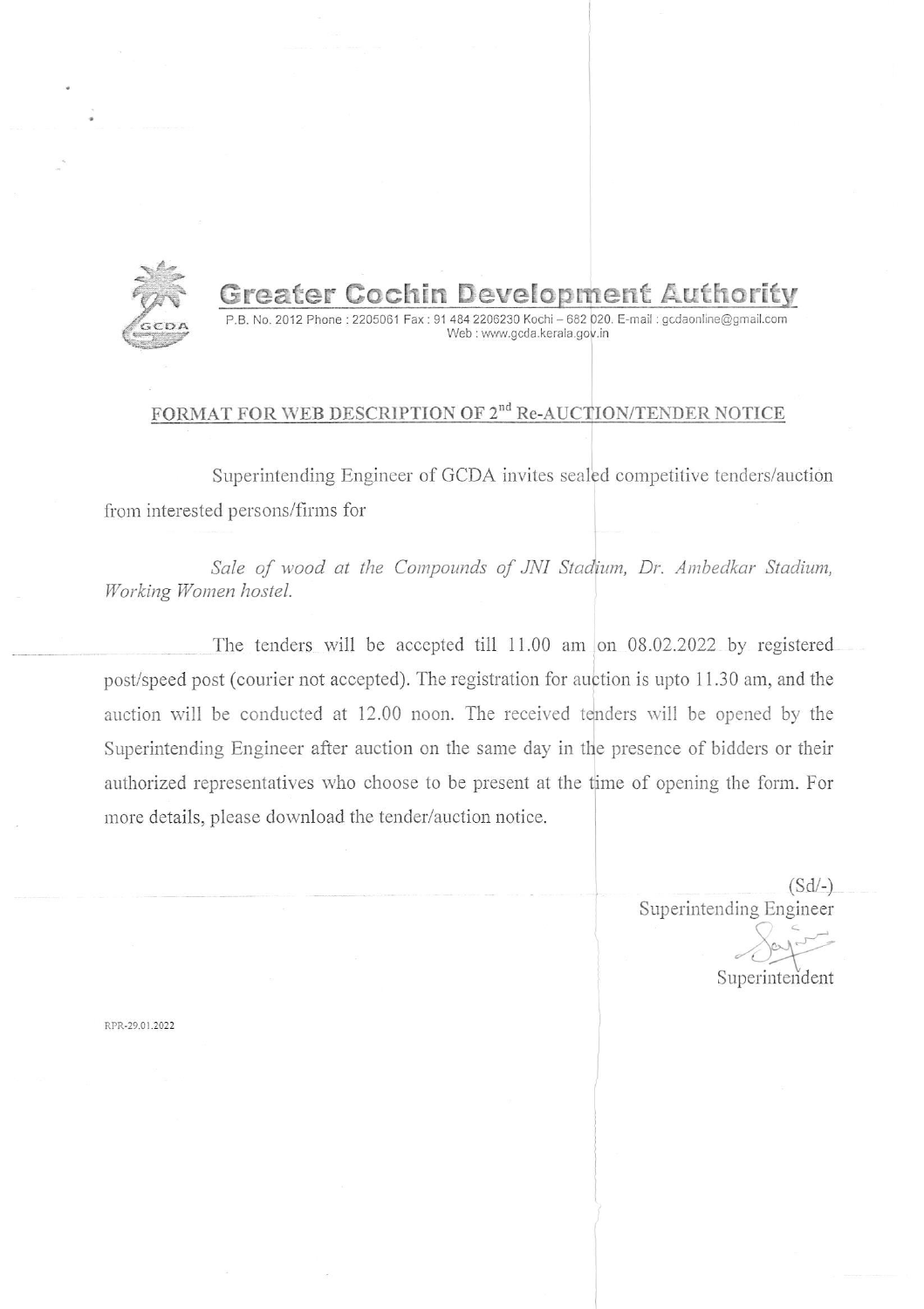# Greater Cochin Development Authority

P.B. No. 2012 Phone : 2205061 Fax : 91 484 2206230 Kochi – 682 020. E-mail : gcdaonline@gmail.com
Web : www.gcda.kerala.gov.in

## FORMAT FOR WEB DESCRIPTION OF 2nd Re-AUCTION/TENDER NOTICE

Superintending Engineer of GCDA invites sealed competitive tenders/auction from interested persons/firms for

*Sale of wood at the Compounds of JNI Stadium, Dr. Ambedkar Stadium, Working Women hostel.*

The tenders will be accepted till 11.00 am on 08.02.2022 by registered post/speed post (courier not accepted). The registration for auction is upto 11.30 am, and the auction will be conducted at 12.00 noon. The received tenders will be opened by the Superintending Engineer after auction on the same day in the presence of bidders or their authorized representatives who choose to be present at the time of opening the form. For more details, please download the tender/auction notice.

(Sd/-)
Superintending Engineer

Superintendent

RPR-29.01.2022